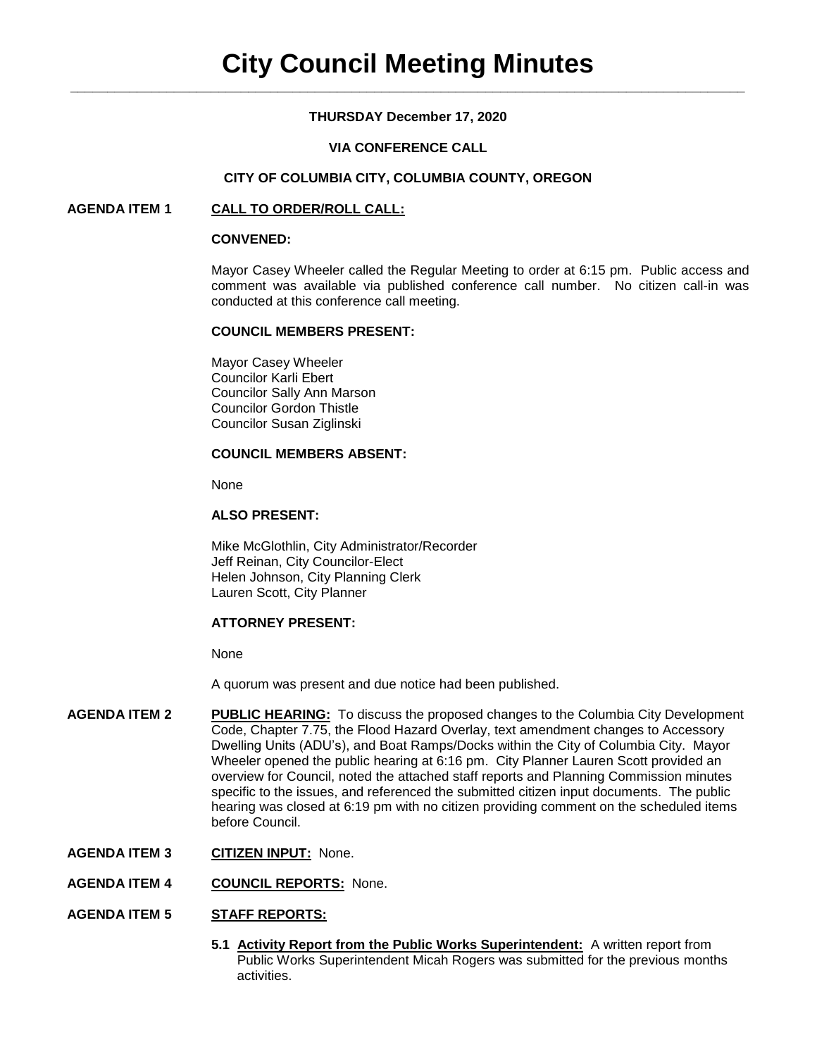# City Council Meeting Minutes

**THURSDAY December 17, 2020**

**VIA CONFERENCE CALL**

**CITY OF COLUMBIA CITY, COLUMBIA COUNTY, OREGON**

**AGENDA ITEM 1** **CALL TO ORDER/ROLL CALL:**

**CONVENED:**

Mayor Casey Wheeler called the Regular Meeting to order at 6:15 pm. Public access and comment was available via published conference call number. No citizen call-in was conducted at this conference call meeting.

**COUNCIL MEMBERS PRESENT:**

Mayor Casey Wheeler
Councilor Karli Ebert
Councilor Sally Ann Marson
Councilor Gordon Thistle
Councilor Susan Ziglinski

**COUNCIL MEMBERS ABSENT:**

None

**ALSO PRESENT:**

Mike McGlothlin, City Administrator/Recorder
Jeff Reinan, City Councilor-Elect
Helen Johnson, City Planning Clerk
Lauren Scott, City Planner

**ATTORNEY PRESENT:**

None

A quorum was present and due notice had been published.

**AGENDA ITEM 2** **PUBLIC HEARING:** To discuss the proposed changes to the Columbia City Development Code, Chapter 7.75, the Flood Hazard Overlay, text amendment changes to Accessory Dwelling Units (ADU's), and Boat Ramps/Docks within the City of Columbia City. Mayor Wheeler opened the public hearing at 6:16 pm. City Planner Lauren Scott provided an overview for Council, noted the attached staff reports and Planning Commission minutes specific to the issues, and referenced the submitted citizen input documents. The public hearing was closed at 6:19 pm with no citizen providing comment on the scheduled items before Council.

**AGENDA ITEM 3** **CITIZEN INPUT:** None.

**AGENDA ITEM 4** **COUNCIL REPORTS:** None.

**AGENDA ITEM 5** **STAFF REPORTS:**

**5.1 Activity Report from the Public Works Superintendent:** A written report from Public Works Superintendent Micah Rogers was submitted for the previous months activities.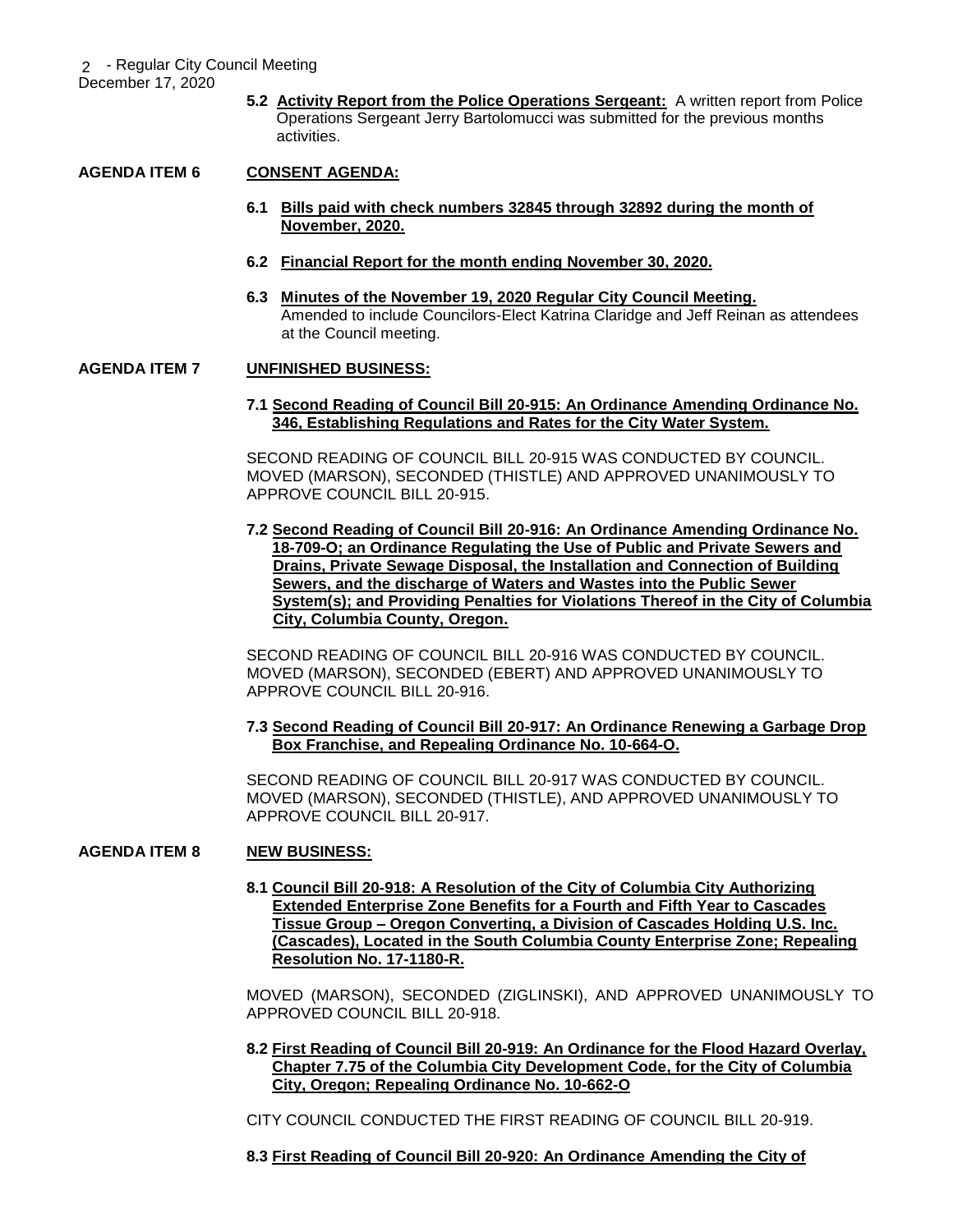**5.2 Activity Report from the Police Operations Sergeant:** A written report from Police Operations Sergeant Jerry Bartolomucci was submitted for the previous months activities.

**AGENDA ITEM 6 CONSENT AGENDA:**

**6.1 Bills paid with check numbers 32845 through 32892 during the month of November, 2020.**

**6.2 Financial Report for the month ending November 30, 2020.**

**6.3 Minutes of the November 19, 2020 Regular City Council Meeting.**
Amended to include Councilors-Elect Katrina Claridge and Jeff Reinan as attendees at the Council meeting.

**AGENDA ITEM 7 UNFINISHED BUSINESS:**

**7.1 Second Reading of Council Bill 20-915: An Ordinance Amending Ordinance No. 346, Establishing Regulations and Rates for the City Water System.**

SECOND READING OF COUNCIL BILL 20-915 WAS CONDUCTED BY COUNCIL. MOVED (MARSON), SECONDED (THISTLE) AND APPROVED UNANIMOUSLY TO APPROVE COUNCIL BILL 20-915.

**7.2 Second Reading of Council Bill 20-916: An Ordinance Amending Ordinance No. 18-709-O; an Ordinance Regulating the Use of Public and Private Sewers and Drains, Private Sewage Disposal, the Installation and Connection of Building Sewers, and the discharge of Waters and Wastes into the Public Sewer System(s); and Providing Penalties for Violations Thereof in the City of Columbia City, Columbia County, Oregon.**

SECOND READING OF COUNCIL BILL 20-916 WAS CONDUCTED BY COUNCIL. MOVED (MARSON), SECONDED (EBERT) AND APPROVED UNANIMOUSLY TO APPROVE COUNCIL BILL 20-916.

**7.3 Second Reading of Council Bill 20-917: An Ordinance Renewing a Garbage Drop Box Franchise, and Repealing Ordinance No. 10-664-O.**

SECOND READING OF COUNCIL BILL 20-917 WAS CONDUCTED BY COUNCIL. MOVED (MARSON), SECONDED (THISTLE), AND APPROVED UNANIMOUSLY TO APPROVE COUNCIL BILL 20-917.

**AGENDA ITEM 8 NEW BUSINESS:**

**8.1 Council Bill 20-918: A Resolution of the City of Columbia City Authorizing Extended Enterprise Zone Benefits for a Fourth and Fifth Year to Cascades Tissue Group – Oregon Converting, a Division of Cascades Holding U.S. Inc. (Cascades), Located in the South Columbia County Enterprise Zone; Repealing Resolution No. 17-1180-R.**

MOVED (MARSON), SECONDED (ZIGLINSKI), AND APPROVED UNANIMOUSLY TO APPROVED COUNCIL BILL 20-918.

**8.2 First Reading of Council Bill 20-919: An Ordinance for the Flood Hazard Overlay, Chapter 7.75 of the Columbia City Development Code, for the City of Columbia City, Oregon; Repealing Ordinance No. 10-662-O**

CITY COUNCIL CONDUCTED THE FIRST READING OF COUNCIL BILL 20-919.

**8.3 First Reading of Council Bill 20-920: An Ordinance Amending the City of**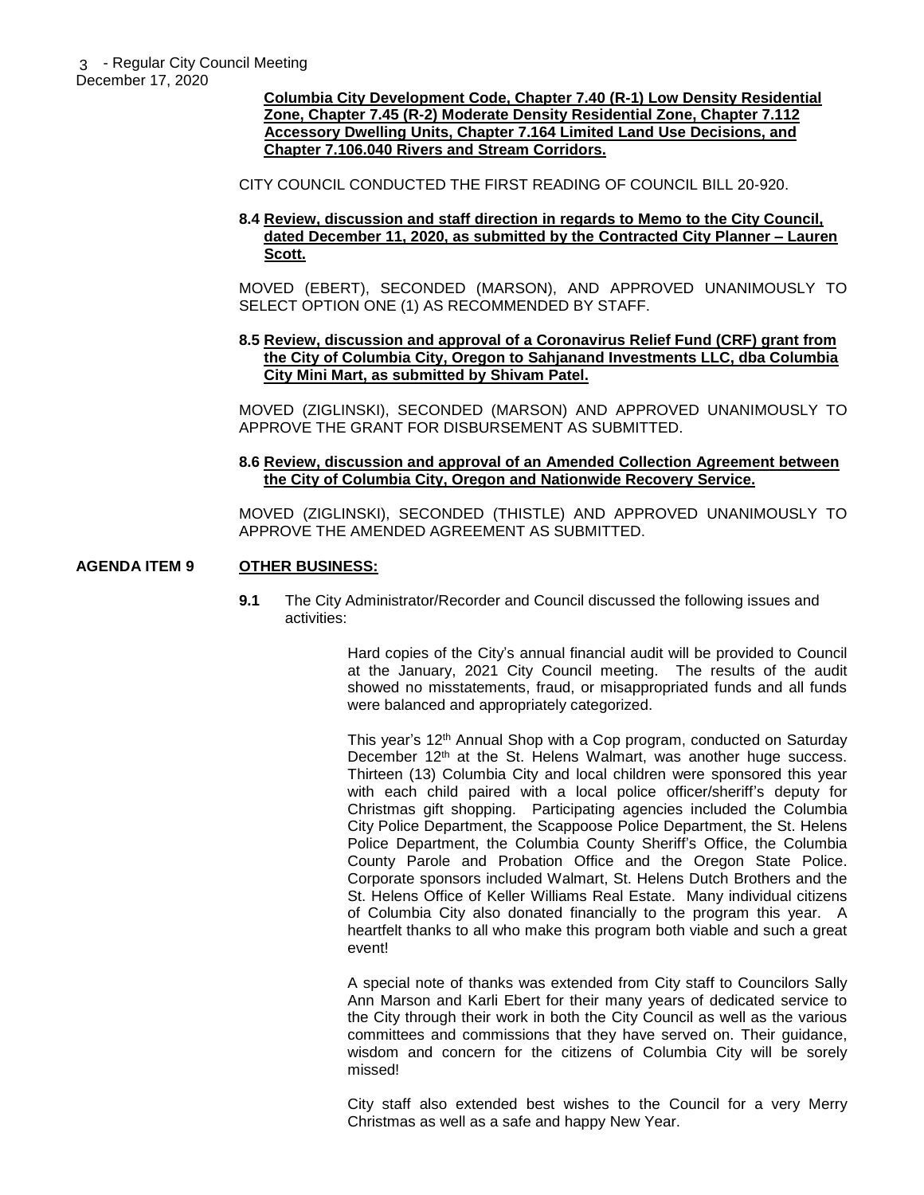**Columbia City Development Code, Chapter 7.40 (R-1) Low Density Residential Zone, Chapter 7.45 (R-2) Moderate Density Residential Zone, Chapter 7.112 Accessory Dwelling Units, Chapter 7.164 Limited Land Use Decisions, and Chapter 7.106.040 Rivers and Stream Corridors.**

CITY COUNCIL CONDUCTED THE FIRST READING OF COUNCIL BILL 20-920.

**8.4 Review, discussion and staff direction in regards to Memo to the City Council, dated December 11, 2020, as submitted by the Contracted City Planner – Lauren Scott.**

MOVED (EBERT), SECONDED (MARSON), AND APPROVED UNANIMOUSLY TO SELECT OPTION ONE (1) AS RECOMMENDED BY STAFF.

**8.5 Review, discussion and approval of a Coronavirus Relief Fund (CRF) grant from the City of Columbia City, Oregon to Sahjanand Investments LLC, dba Columbia City Mini Mart, as submitted by Shivam Patel.**

MOVED (ZIGLINSKI), SECONDED (MARSON) AND APPROVED UNANIMOUSLY TO APPROVE THE GRANT FOR DISBURSEMENT AS SUBMITTED.

**8.6 Review, discussion and approval of an Amended Collection Agreement between the City of Columbia City, Oregon and Nationwide Recovery Service.**

MOVED (ZIGLINSKI), SECONDED (THISTLE) AND APPROVED UNANIMOUSLY TO APPROVE THE AMENDED AGREEMENT AS SUBMITTED.

**AGENDA ITEM 9 OTHER BUSINESS:**

**9.1** The City Administrator/Recorder and Council discussed the following issues and activities:

Hard copies of the City's annual financial audit will be provided to Council at the January, 2021 City Council meeting. The results of the audit showed no misstatements, fraud, or misappropriated funds and all funds were balanced and appropriately categorized.

This year's 12th Annual Shop with a Cop program, conducted on Saturday December 12th at the St. Helens Walmart, was another huge success. Thirteen (13) Columbia City and local children were sponsored this year with each child paired with a local police officer/sheriff's deputy for Christmas gift shopping. Participating agencies included the Columbia City Police Department, the Scappoose Police Department, the St. Helens Police Department, the Columbia County Sheriff's Office, the Columbia County Parole and Probation Office and the Oregon State Police. Corporate sponsors included Walmart, St. Helens Dutch Brothers and the St. Helens Office of Keller Williams Real Estate. Many individual citizens of Columbia City also donated financially to the program this year. A heartfelt thanks to all who make this program both viable and such a great event!

A special note of thanks was extended from City staff to Councilors Sally Ann Marson and Karli Ebert for their many years of dedicated service to the City through their work in both the City Council as well as the various committees and commissions that they have served on. Their guidance, wisdom and concern for the citizens of Columbia City will be sorely missed!

City staff also extended best wishes to the Council for a very Merry Christmas as well as a safe and happy New Year.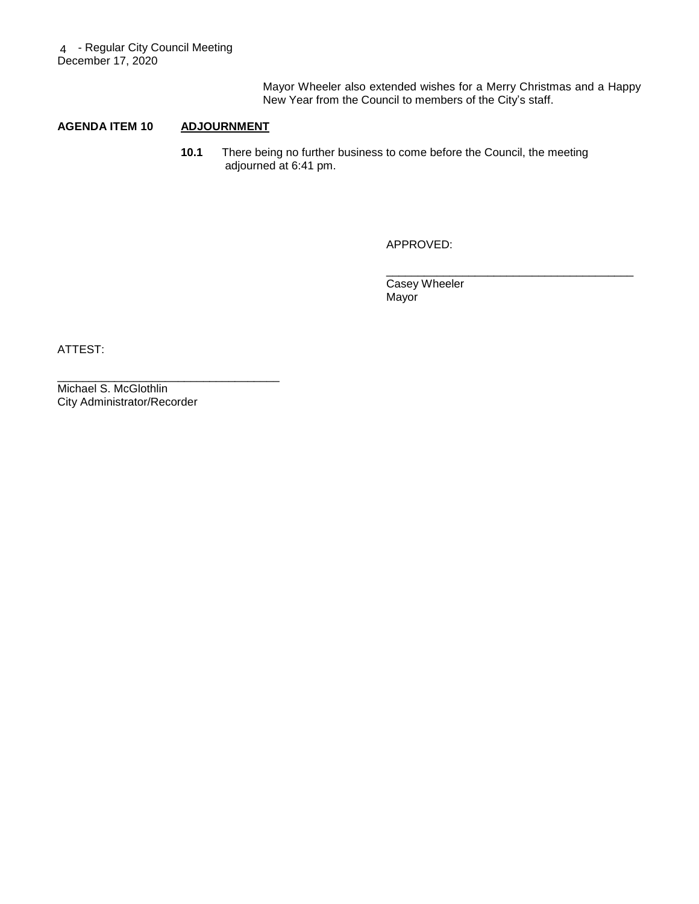Mayor Wheeler also extended wishes for a Merry Christmas and a Happy New Year from the Council to members of the City's staff.

**AGENDA ITEM 10** **ADJOURNMENT**

**10.1** There being no further business to come before the Council, the meeting adjourned at 6:41 pm.

APPROVED:

\_\_\_\_\_\_\_\_\_\_\_\_\_\_\_\_\_\_\_\_\_\_\_\_\_\_\_\_\_\_\_\_\_\_\_\_\_\_\_\_

Casey Wheeler
Mayor

ATTEST:

\_\_\_\_\_\_\_\_\_\_\_\_\_\_\_\_\_\_\_\_\_\_\_\_\_\_\_\_\_\_\_\_\_\_\_\_\_\_\_\_

Michael S. McGlothlin
City Administrator/Recorder